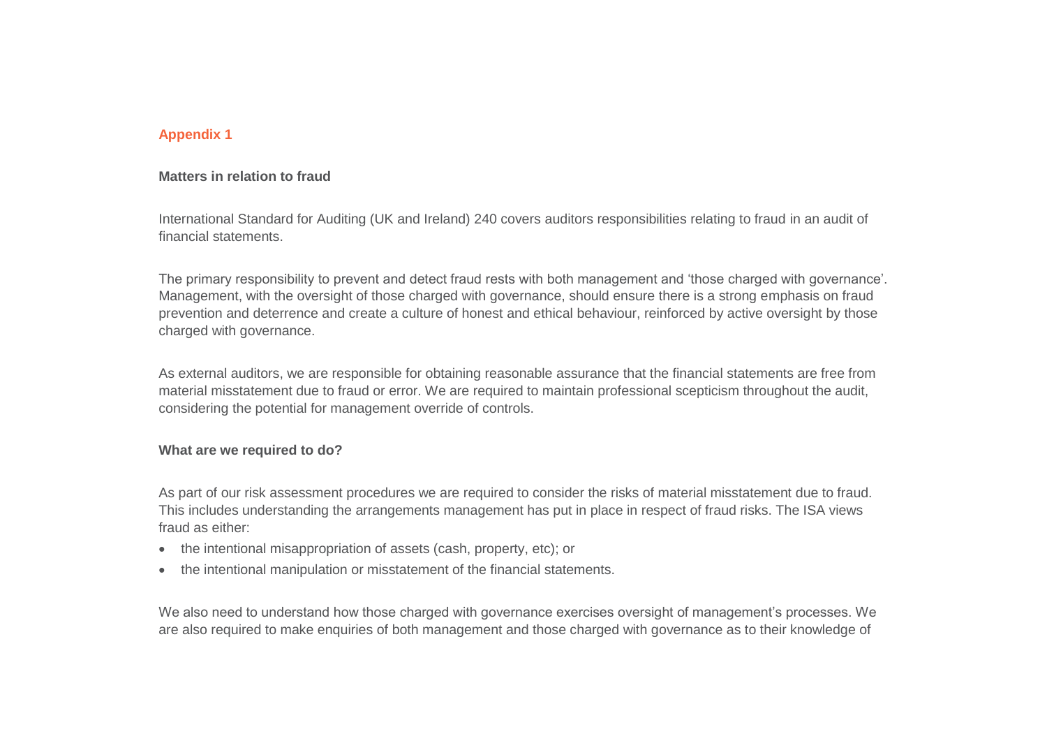## Appendix 1

### Matters in relation to fraud

International Standard for Auditing (UK and Ireland) 240 covers auditors responsibilities relating to fraud in an audit of financial statements.

The primary responsibility to prevent and detect fraud rests with both management and 'those charged with governance'. Management, with the oversight of those charged with governance, should ensure there is a strong emphasis on fraud prevention and deterrence and create a culture of honest and ethical behaviour, reinforced by active oversight by those charged with governance.

As external auditors, we are responsible for obtaining reasonable assurance that the financial statements are free from material misstatement due to fraud or error. We are required to maintain professional scepticism throughout the audit, considering the potential for management override of controls.

### What are we required to do?

As part of our risk assessment procedures we are required to consider the risks of material misstatement due to fraud. This includes understanding the arrangements management has put in place in respect of fraud risks. The ISA views fraud as either:

- the intentional misappropriation of assets (cash, property, etc); or
- the intentional manipulation or misstatement of the financial statements.

We also need to understand how those charged with governance exercises oversight of management's processes. We are also required to make enquiries of both management and those charged with governance as to their knowledge of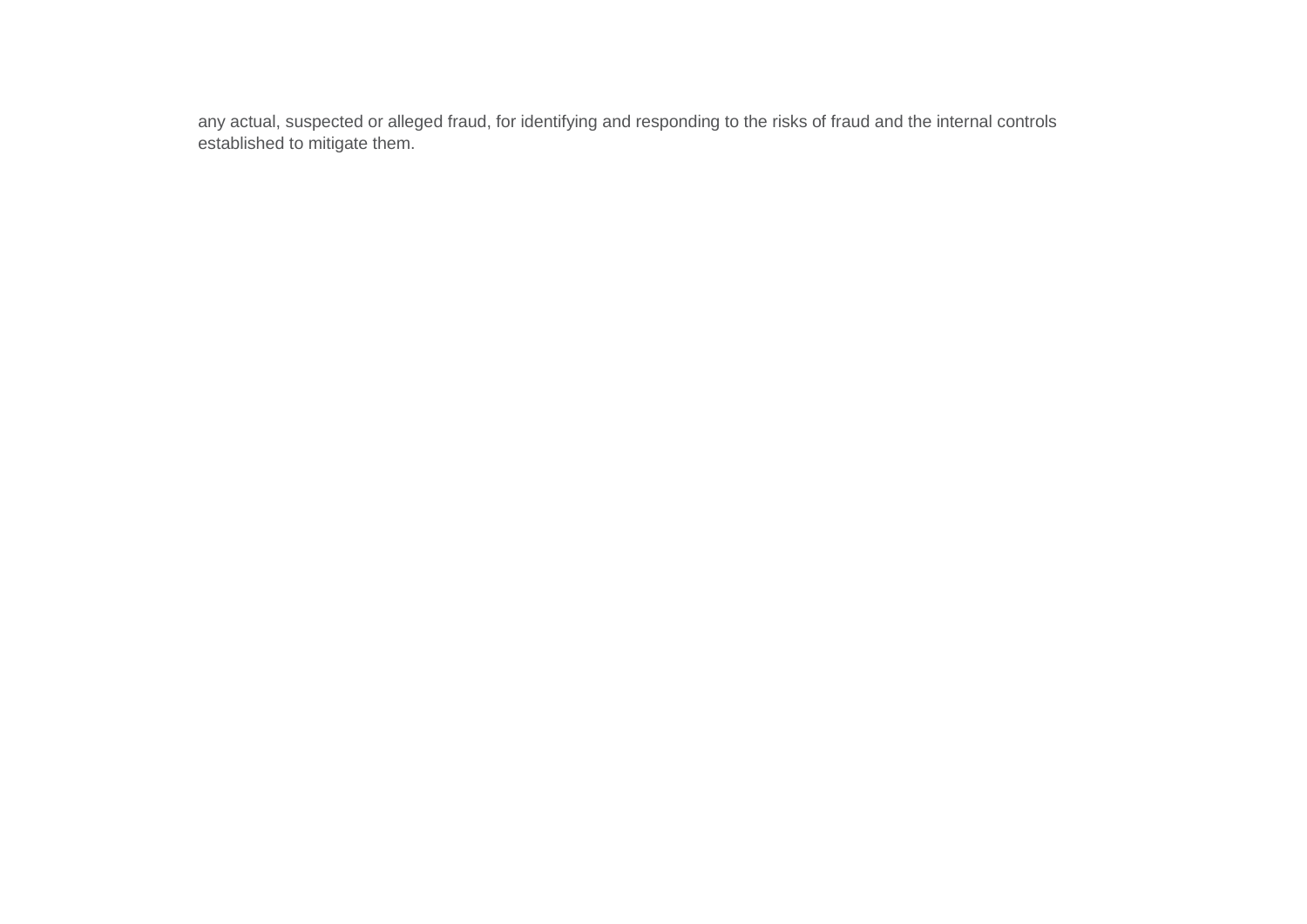any actual, suspected or alleged fraud, for identifying and responding to the risks of fraud and the internal controls established to mitigate them.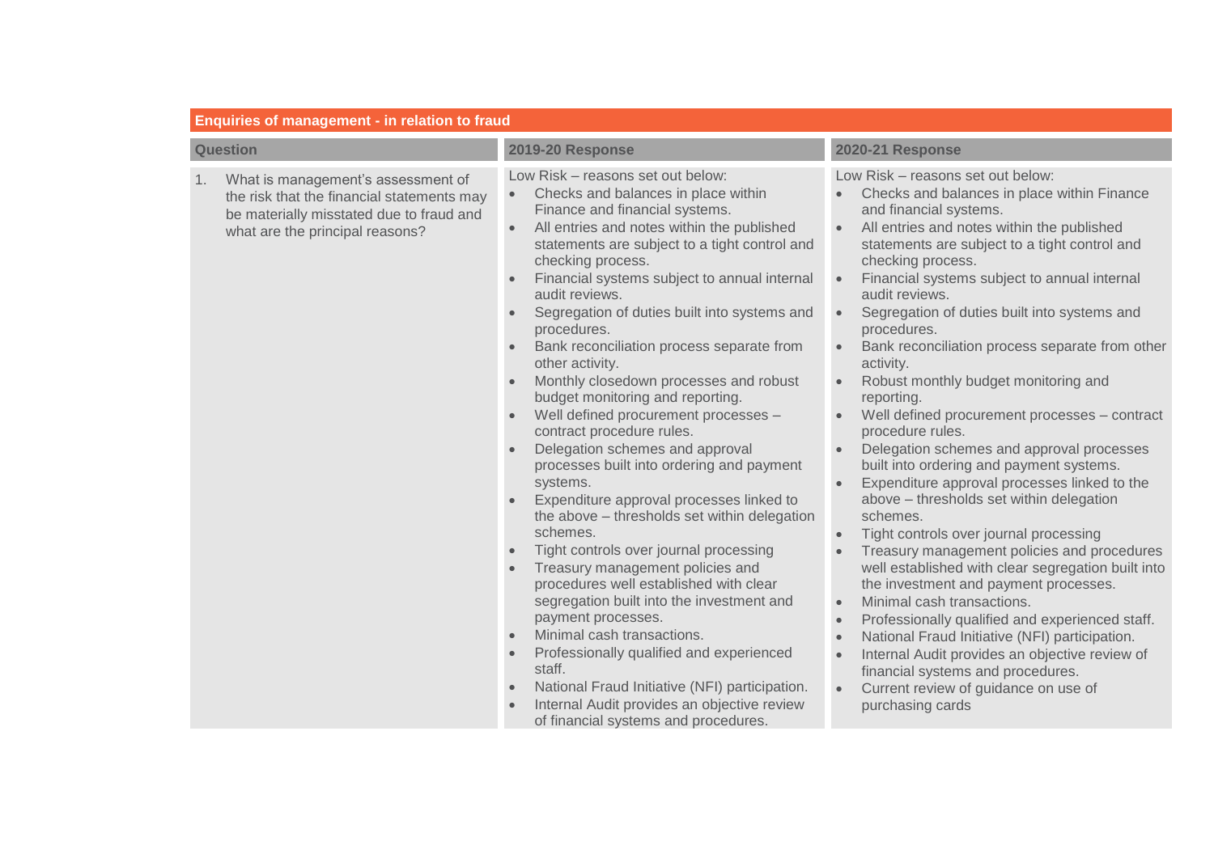| Enquiries of management - in relation to fraud | | |
|---|---|---|
| **Question** | **2019-20 Response** | **2020-21 Response** |
| 1. What is management's assessment of the risk that the financial statements may be materially misstated due to fraud and what are the principal reasons? | Low Risk – reasons set out below:<br>• Checks and balances in place within Finance and financial systems.<br>• All entries and notes within the published statements are subject to a tight control and checking process.<br>• Financial systems subject to annual internal audit reviews.<br>• Segregation of duties built into systems and procedures.<br>• Bank reconciliation process separate from other activity.<br>• Monthly closedown processes and robust budget monitoring and reporting.<br>• Well defined procurement processes – contract procedure rules.<br>• Delegation schemes and approval processes built into ordering and payment systems.<br>• Expenditure approval processes linked to the above – thresholds set within delegation schemes.<br>• Tight controls over journal processing<br>• Treasury management policies and procedures well established with clear segregation built into the investment and payment processes.<br>• Minimal cash transactions.<br>• Professionally qualified and experienced staff.<br>• National Fraud Initiative (NFI) participation.<br>• Internal Audit provides an objective review of financial systems and procedures. | Low Risk – reasons set out below:<br>• Checks and balances in place within Finance and financial systems.<br>• All entries and notes within the published statements are subject to a tight control and checking process.<br>• Financial systems subject to annual internal audit reviews.<br>• Segregation of duties built into systems and procedures.<br>• Bank reconciliation process separate from other activity.<br>• Robust monthly budget monitoring and reporting.<br>• Well defined procurement processes – contract procedure rules.<br>• Delegation schemes and approval processes built into ordering and payment systems.<br>• Expenditure approval processes linked to the above – thresholds set within delegation schemes.<br>• Tight controls over journal processing<br>• Treasury management policies and procedures well established with clear segregation built into the investment and payment processes.<br>• Minimal cash transactions.<br>• Professionally qualified and experienced staff.<br>• National Fraud Initiative (NFI) participation.<br>• Internal Audit provides an objective review of financial systems and procedures.<br>• Current review of guidance on use of purchasing cards |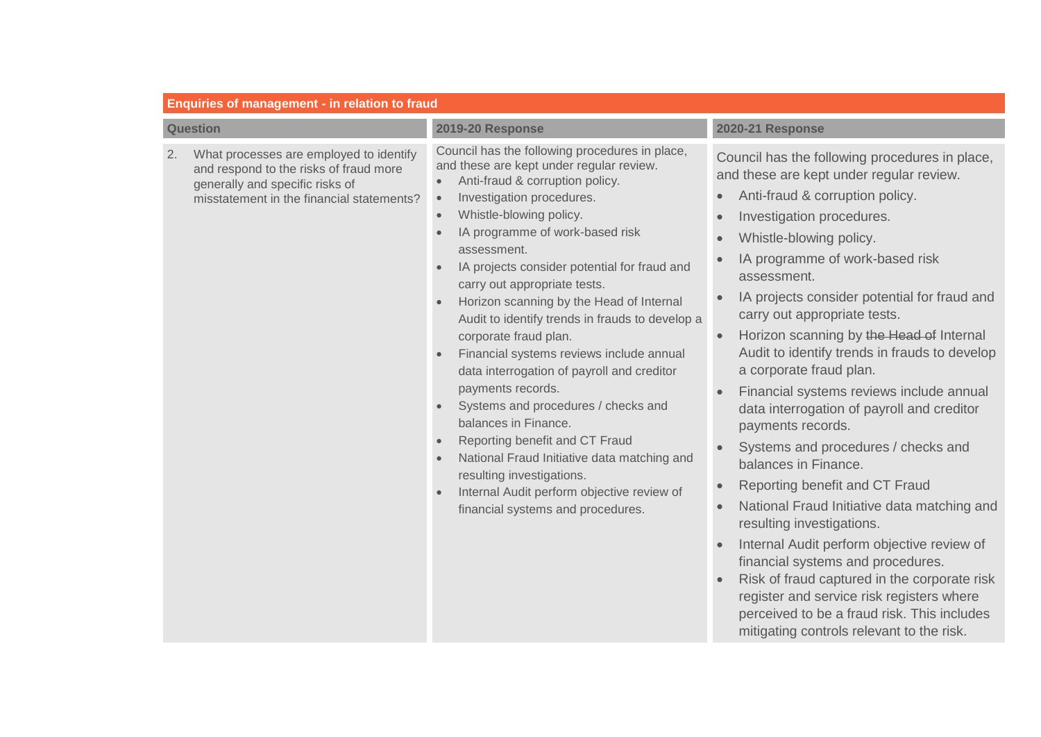| Enquiries of management - in relation to fraud | | |
|---|---|---|
| **Question** | **2019-20 Response** | **2020-21 Response** |
| 2. What processes are employed to identify and respond to the risks of fraud more generally and specific risks of misstatement in the financial statements? | Council has the following procedures in place, and these are kept under regular review.<br>• Anti-fraud & corruption policy.<br>• Investigation procedures.<br>• Whistle-blowing policy.<br>• IA programme of work-based risk assessment.<br>• IA projects consider potential for fraud and carry out appropriate tests.<br>• Horizon scanning by the Head of Internal Audit to identify trends in frauds to develop a corporate fraud plan.<br>• Financial systems reviews include annual data interrogation of payroll and creditor payments records.<br>• Systems and procedures / checks and balances in Finance.<br>• Reporting benefit and CT Fraud<br>• National Fraud Initiative data matching and resulting investigations.<br>• Internal Audit perform objective review of financial systems and procedures. | Council has the following procedures in place, and these are kept under regular review.<br>• Anti-fraud & corruption policy.<br>• Investigation procedures.<br>• Whistle-blowing policy.<br>• IA programme of work-based risk assessment.<br>• IA projects consider potential for fraud and carry out appropriate tests.<br>• Horizon scanning by ~~the Head of~~ Internal Audit to identify trends in frauds to develop a corporate fraud plan.<br>• Financial systems reviews include annual data interrogation of payroll and creditor payments records.<br>• Systems and procedures / checks and balances in Finance.<br>• Reporting benefit and CT Fraud<br>• National Fraud Initiative data matching and resulting investigations.<br>• Internal Audit perform objective review of financial systems and procedures.<br>• Risk of fraud captured in the corporate risk register and service risk registers where perceived to be a fraud risk. This includes mitigating controls relevant to the risk. |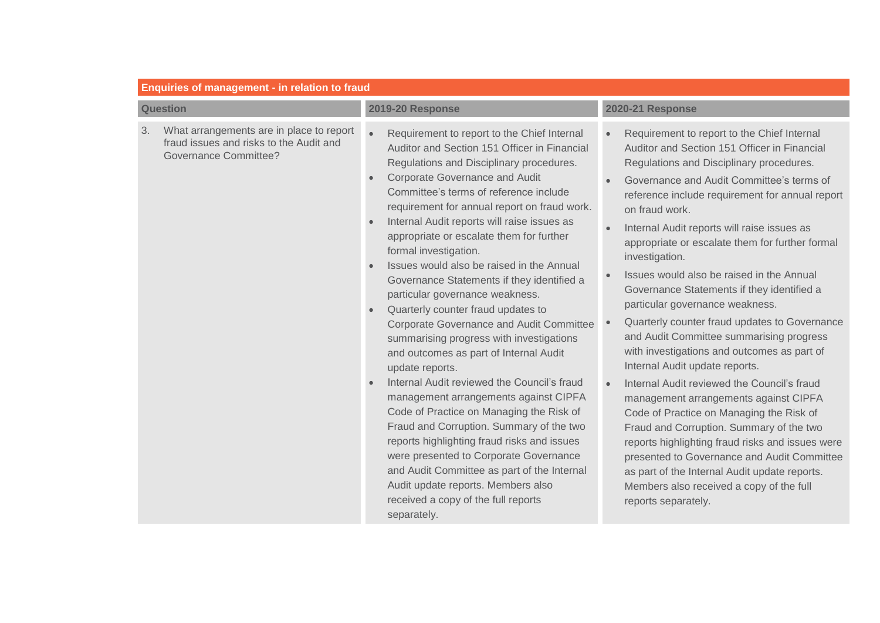## Enquiries of management - in relation to fraud

| Question | 2019-20 Response | 2020-21 Response |
| --- | --- | --- |
| 3. What arrangements are in place to report fraud issues and risks to the Audit and Governance Committee? | • Requirement to report to the Chief Internal Auditor and Section 151 Officer in Financial Regulations and Disciplinary procedures.<br>• Corporate Governance and Audit Committee's terms of reference include requirement for annual report on fraud work.<br>• Internal Audit reports will raise issues as appropriate or escalate them for further formal investigation.<br>• Issues would also be raised in the Annual Governance Statements if they identified a particular governance weakness.<br>• Quarterly counter fraud updates to Corporate Governance and Audit Committee summarising progress with investigations and outcomes as part of Internal Audit update reports.<br>• Internal Audit reviewed the Council's fraud management arrangements against CIPFA Code of Practice on Managing the Risk of Fraud and Corruption. Summary of the two reports highlighting fraud risks and issues were presented to Corporate Governance and Audit Committee as part of the Internal Audit update reports. Members also received a copy of the full reports separately. | • Requirement to report to the Chief Internal Auditor and Section 151 Officer in Financial Regulations and Disciplinary procedures.<br>• Governance and Audit Committee's terms of reference include requirement for annual report on fraud work.<br>• Internal Audit reports will raise issues as appropriate or escalate them for further formal investigation.<br>• Issues would also be raised in the Annual Governance Statements if they identified a particular governance weakness.<br>• Quarterly counter fraud updates to Governance and Audit Committee summarising progress with investigations and outcomes as part of Internal Audit update reports.<br>• Internal Audit reviewed the Council's fraud management arrangements against CIPFA Code of Practice on Managing the Risk of Fraud and Corruption. Summary of the two reports highlighting fraud risks and issues were presented to Governance and Audit Committee as part of the Internal Audit update reports. Members also received a copy of the full reports separately. |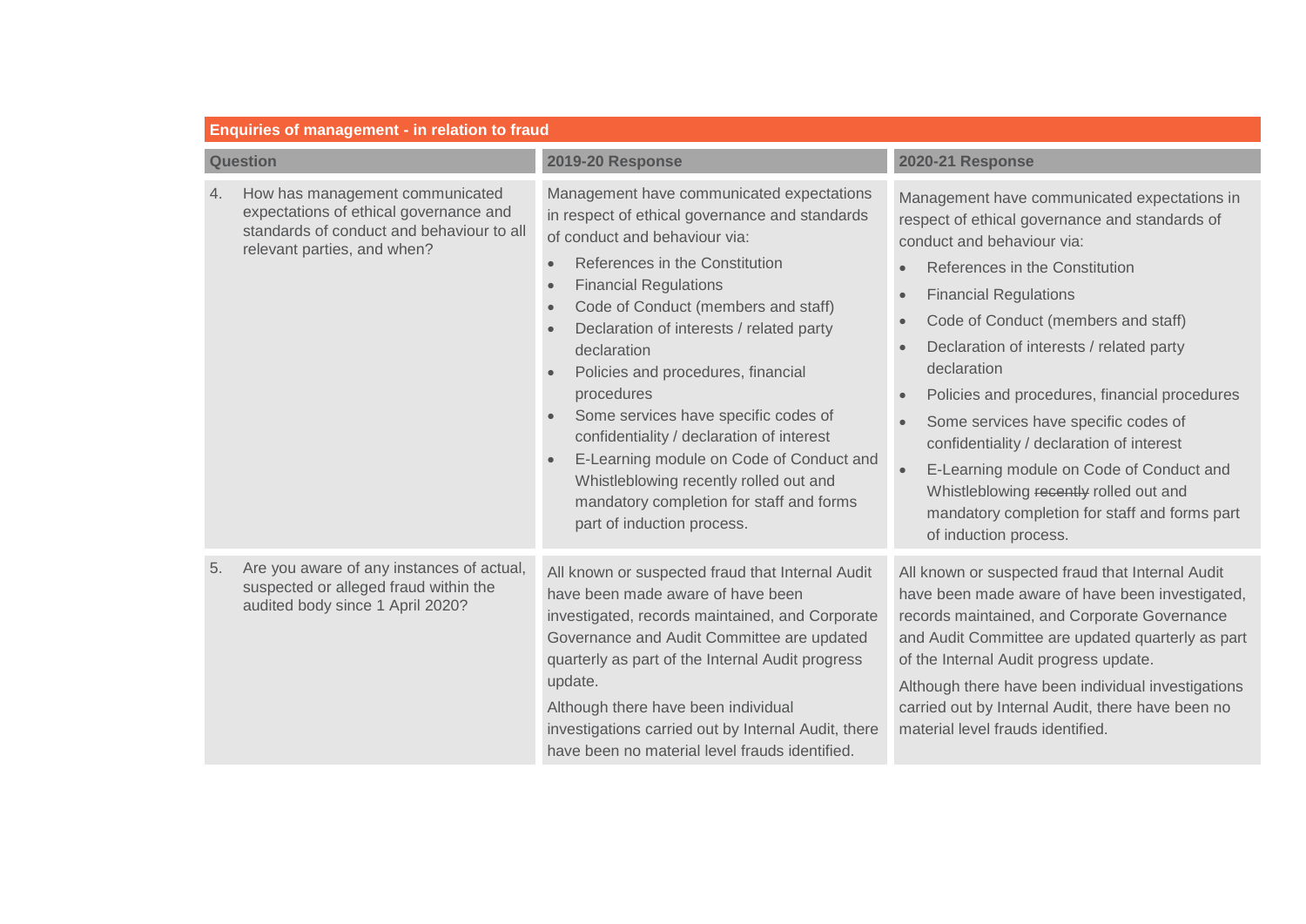| Enquiries of management - in relation to fraud | | |
|---|---|---|
| **Question** | **2019-20 Response** | **2020-21 Response** |
| 4. How has management communicated expectations of ethical governance and standards of conduct and behaviour to all relevant parties, and when? | Management have communicated expectations in respect of ethical governance and standards of conduct and behaviour via:<br>• References in the Constitution<br>• Financial Regulations<br>• Code of Conduct (members and staff)<br>• Declaration of interests / related party declaration<br>• Policies and procedures, financial procedures<br>• Some services have specific codes of confidentiality / declaration of interest<br>• E-Learning module on Code of Conduct and Whistleblowing recently rolled out and mandatory completion for staff and forms part of induction process. | Management have communicated expectations in respect of ethical governance and standards of conduct and behaviour via:<br>• References in the Constitution<br>• Financial Regulations<br>• Code of Conduct (members and staff)<br>• Declaration of interests / related party declaration<br>• Policies and procedures, financial procedures<br>• Some services have specific codes of confidentiality / declaration of interest<br>• E-Learning module on Code of Conduct and Whistleblowing ~~recently~~ rolled out and mandatory completion for staff and forms part of induction process. |
| 5. Are you aware of any instances of actual, suspected or alleged fraud within the audited body since 1 April 2020? | All known or suspected fraud that Internal Audit have been made aware of have been investigated, records maintained, and Corporate Governance and Audit Committee are updated quarterly as part of the Internal Audit progress update.<br>Although there have been individual investigations carried out by Internal Audit, there have been no material level frauds identified. | All known or suspected fraud that Internal Audit have been made aware of have been investigated, records maintained, and Corporate Governance and Audit Committee are updated quarterly as part of the Internal Audit progress update.<br>Although there have been individual investigations carried out by Internal Audit, there have been no material level frauds identified. |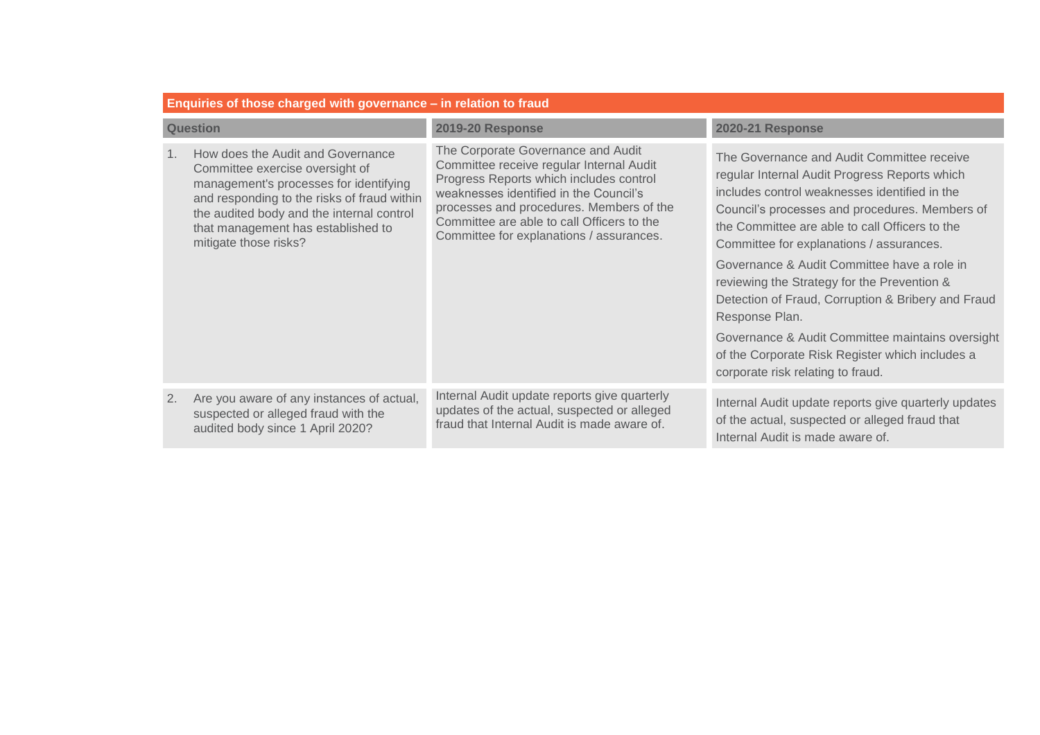## Enquiries of those charged with governance – in relation to fraud

| Question | 2019-20 Response | 2020-21 Response |
|---|---|---|
| 1. How does the Audit and Governance Committee exercise oversight of management's processes for identifying and responding to the risks of fraud within the audited body and the internal control that management has established to mitigate those risks? | The Corporate Governance and Audit Committee receive regular Internal Audit Progress Reports which includes control weaknesses identified in the Council's processes and procedures. Members of the Committee are able to call Officers to the Committee for explanations / assurances. | The Governance and Audit Committee receive regular Internal Audit Progress Reports which includes control weaknesses identified in the Council's processes and procedures. Members of the Committee are able to call Officers to the Committee for explanations / assurances.<br><br>Governance & Audit Committee have a role in reviewing the Strategy for the Prevention & Detection of Fraud, Corruption & Bribery and Fraud Response Plan.<br><br>Governance & Audit Committee maintains oversight of the Corporate Risk Register which includes a corporate risk relating to fraud. |
| 2. Are you aware of any instances of actual, suspected or alleged fraud with the audited body since 1 April 2020? | Internal Audit update reports give quarterly updates of the actual, suspected or alleged fraud that Internal Audit is made aware of. | Internal Audit update reports give quarterly updates of the actual, suspected or alleged fraud that Internal Audit is made aware of. |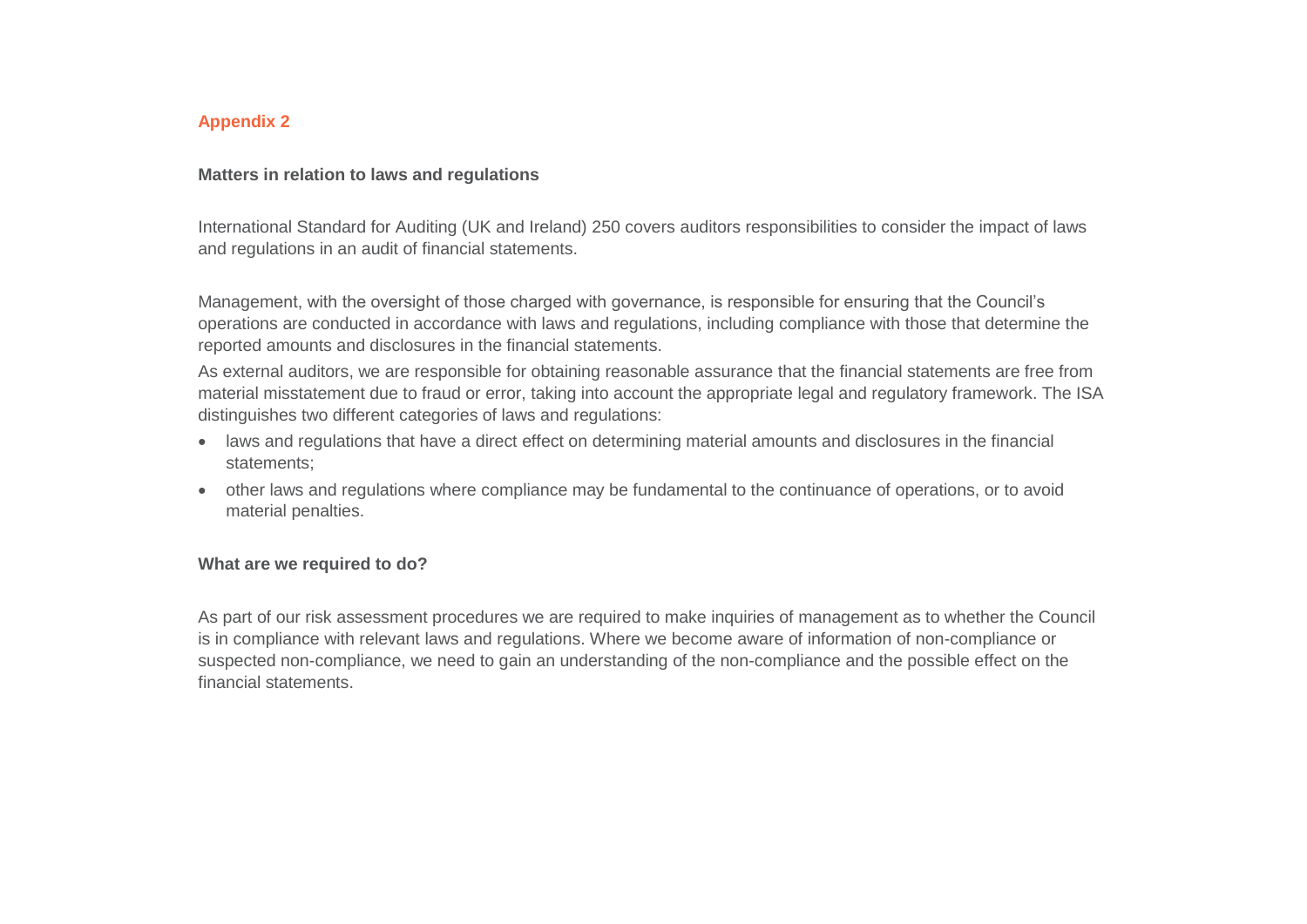## Appendix 2

### Matters in relation to laws and regulations

International Standard for Auditing (UK and Ireland) 250 covers auditors responsibilities to consider the impact of laws and regulations in an audit of financial statements.

Management, with the oversight of those charged with governance, is responsible for ensuring that the Council's operations are conducted in accordance with laws and regulations, including compliance with those that determine the reported amounts and disclosures in the financial statements.

As external auditors, we are responsible for obtaining reasonable assurance that the financial statements are free from material misstatement due to fraud or error, taking into account the appropriate legal and regulatory framework. The ISA distinguishes two different categories of laws and regulations:

- laws and regulations that have a direct effect on determining material amounts and disclosures in the financial statements;
- other laws and regulations where compliance may be fundamental to the continuance of operations, or to avoid material penalties.

### What are we required to do?

As part of our risk assessment procedures we are required to make inquiries of management as to whether the Council is in compliance with relevant laws and regulations. Where we become aware of information of non-compliance or suspected non-compliance, we need to gain an understanding of the non-compliance and the possible effect on the financial statements.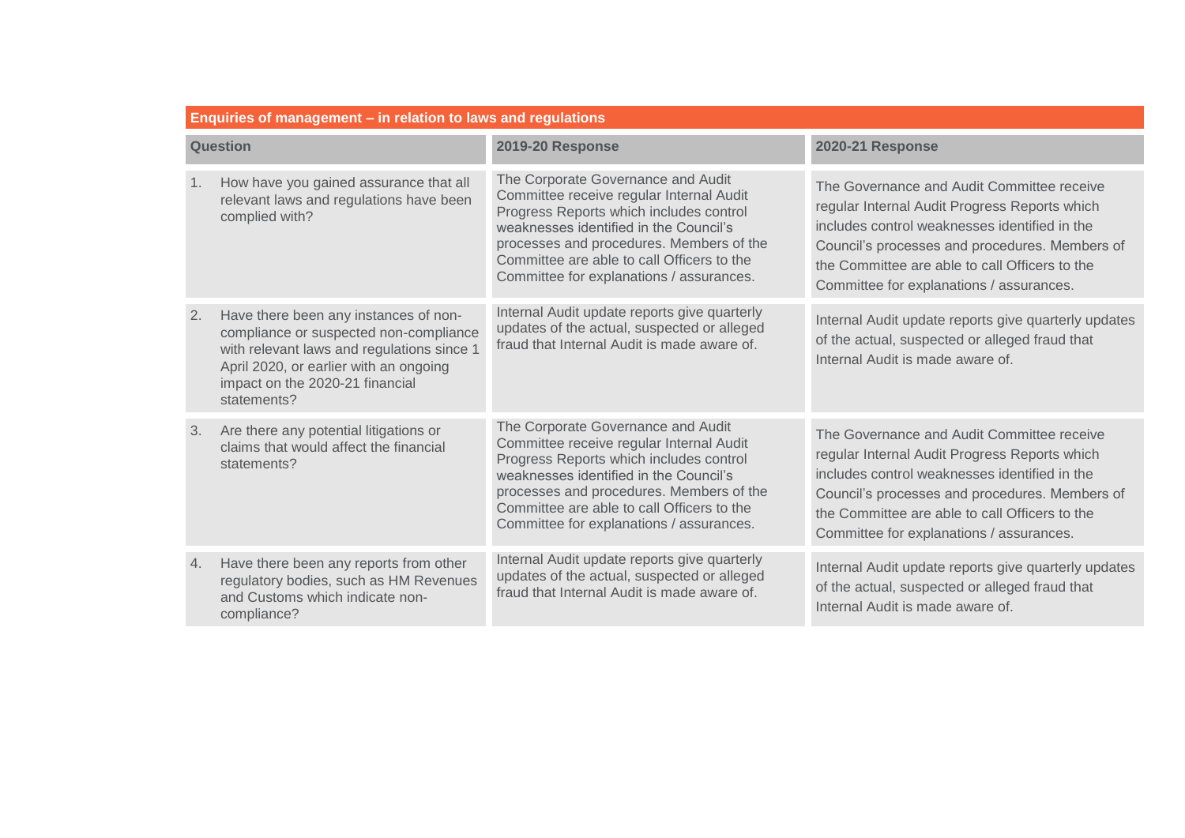**Enquiries of management – in relation to laws and regulations**

| Question | 2019-20 Response | 2020-21 Response |
| --- | --- | --- |
| 1. How have you gained assurance that all relevant laws and regulations have been complied with? | The Corporate Governance and Audit Committee receive regular Internal Audit Progress Reports which includes control weaknesses identified in the Council's processes and procedures. Members of the Committee are able to call Officers to the Committee for explanations / assurances. | The Governance and Audit Committee receive regular Internal Audit Progress Reports which includes control weaknesses identified in the Council's processes and procedures. Members of the Committee are able to call Officers to the Committee for explanations / assurances. |
| 2. Have there been any instances of non-compliance or suspected non-compliance with relevant laws and regulations since 1 April 2020, or earlier with an ongoing impact on the 2020-21 financial statements? | Internal Audit update reports give quarterly updates of the actual, suspected or alleged fraud that Internal Audit is made aware of. | Internal Audit update reports give quarterly updates of the actual, suspected or alleged fraud that Internal Audit is made aware of. |
| 3. Are there any potential litigations or claims that would affect the financial statements? | The Corporate Governance and Audit Committee receive regular Internal Audit Progress Reports which includes control weaknesses identified in the Council's processes and procedures. Members of the Committee are able to call Officers to the Committee for explanations / assurances. | The Governance and Audit Committee receive regular Internal Audit Progress Reports which includes control weaknesses identified in the Council's processes and procedures. Members of the Committee are able to call Officers to the Committee for explanations / assurances. |
| 4. Have there been any reports from other regulatory bodies, such as HM Revenues and Customs which indicate non-compliance? | Internal Audit update reports give quarterly updates of the actual, suspected or alleged fraud that Internal Audit is made aware of. | Internal Audit update reports give quarterly updates of the actual, suspected or alleged fraud that Internal Audit is made aware of. |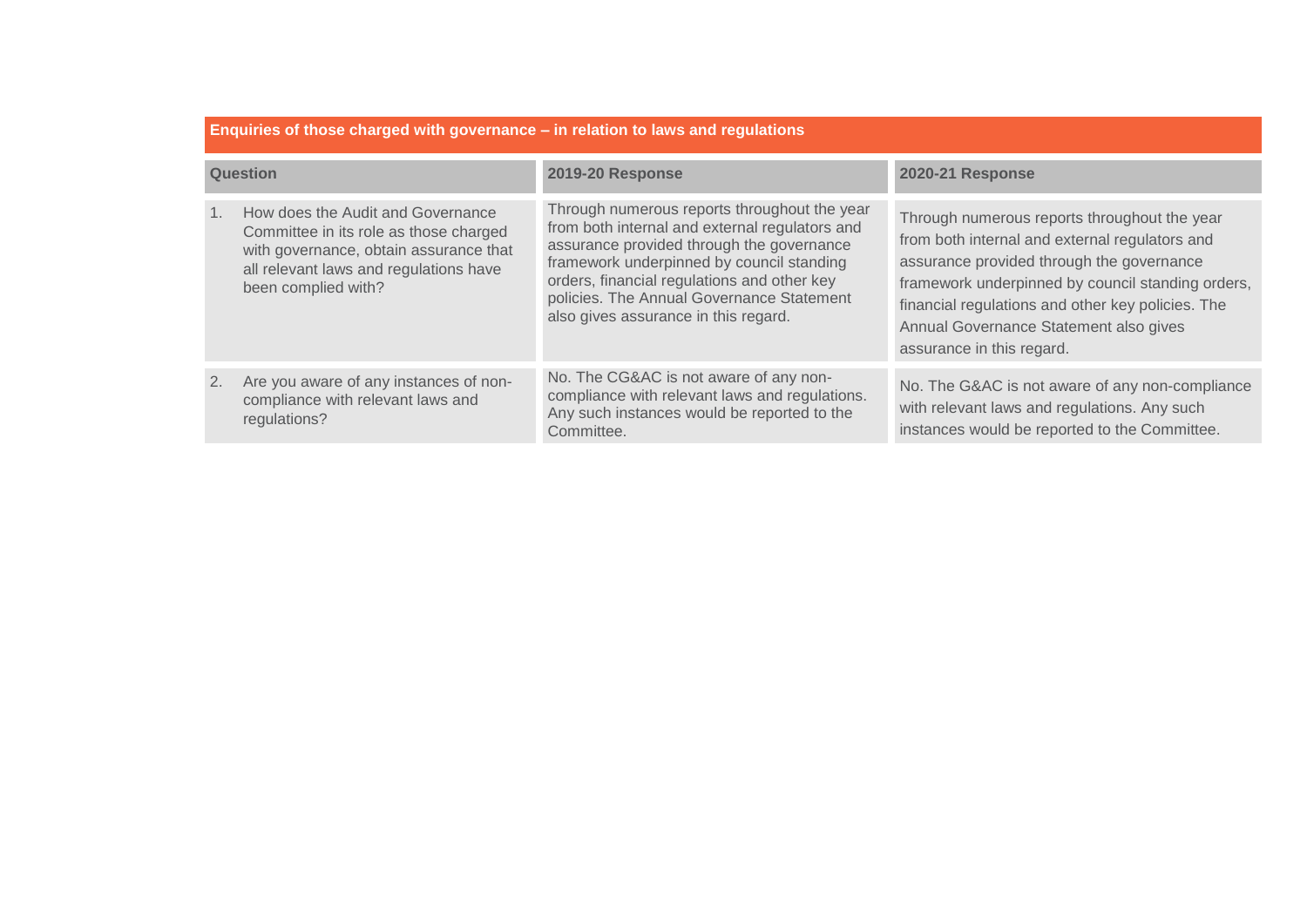## Enquiries of those charged with governance – in relation to laws and regulations

| Question | 2019-20 Response | 2020-21 Response |
|---|---|---|
| 1. How does the Audit and Governance Committee in its role as those charged with governance, obtain assurance that all relevant laws and regulations have been complied with? | Through numerous reports throughout the year from both internal and external regulators and assurance provided through the governance framework underpinned by council standing orders, financial regulations and other key policies. The Annual Governance Statement also gives assurance in this regard. | Through numerous reports throughout the year from both internal and external regulators and assurance provided through the governance framework underpinned by council standing orders, financial regulations and other key policies. The Annual Governance Statement also gives assurance in this regard. |
| 2. Are you aware of any instances of non-compliance with relevant laws and regulations? | No. The CG&AC is not aware of any non-compliance with relevant laws and regulations. Any such instances would be reported to the Committee. | No. The G&AC is not aware of any non-compliance with relevant laws and regulations. Any such instances would be reported to the Committee. |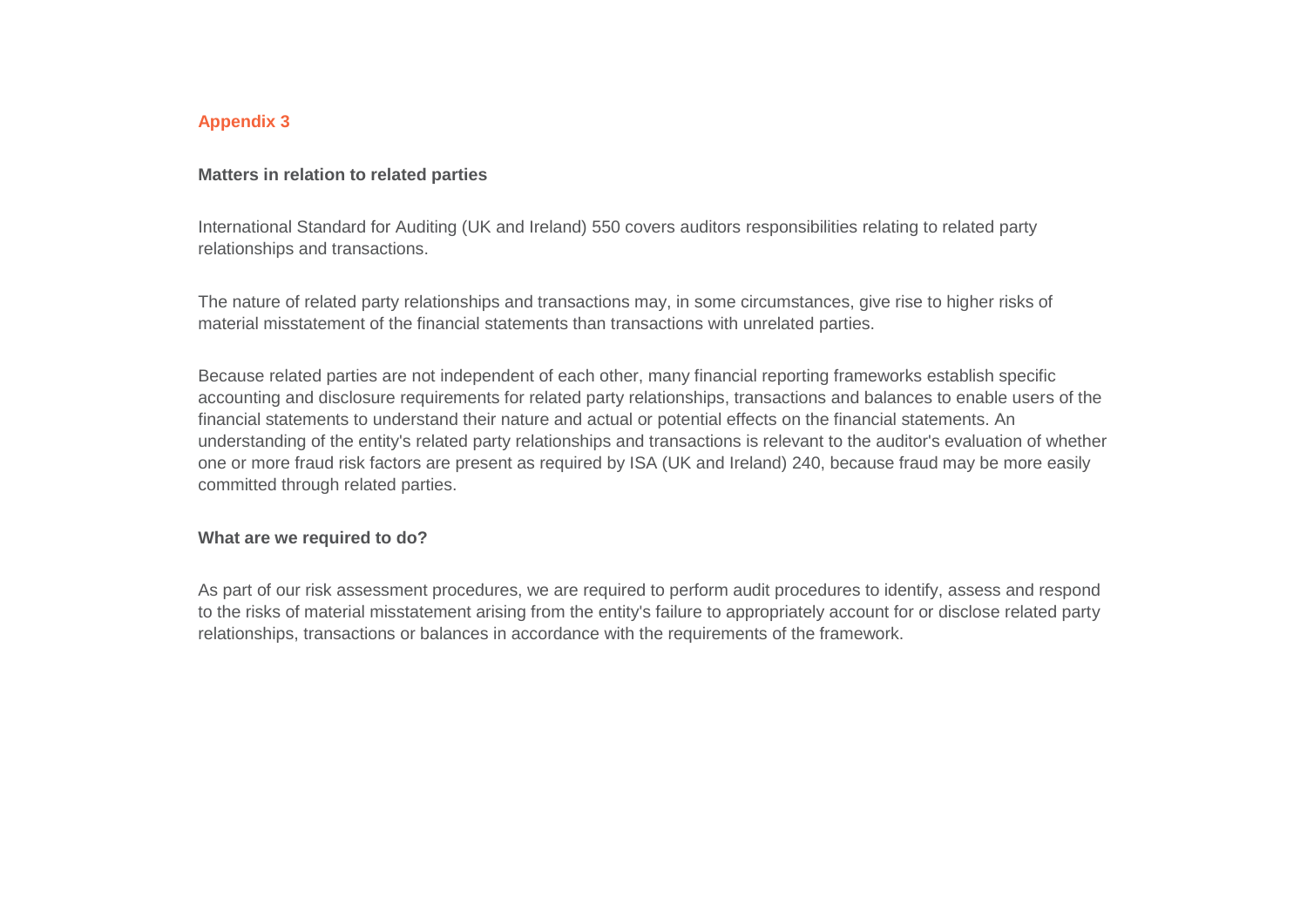## Appendix 3

### Matters in relation to related parties

International Standard for Auditing (UK and Ireland) 550 covers auditors responsibilities relating to related party relationships and transactions.

The nature of related party relationships and transactions may, in some circumstances, give rise to higher risks of material misstatement of the financial statements than transactions with unrelated parties.

Because related parties are not independent of each other, many financial reporting frameworks establish specific accounting and disclosure requirements for related party relationships, transactions and balances to enable users of the financial statements to understand their nature and actual or potential effects on the financial statements. An understanding of the entity's related party relationships and transactions is relevant to the auditor's evaluation of whether one or more fraud risk factors are present as required by ISA (UK and Ireland) 240, because fraud may be more easily committed through related parties.

### What are we required to do?

As part of our risk assessment procedures, we are required to perform audit procedures to identify, assess and respond to the risks of material misstatement arising from the entity's failure to appropriately account for or disclose related party relationships, transactions or balances in accordance with the requirements of the framework.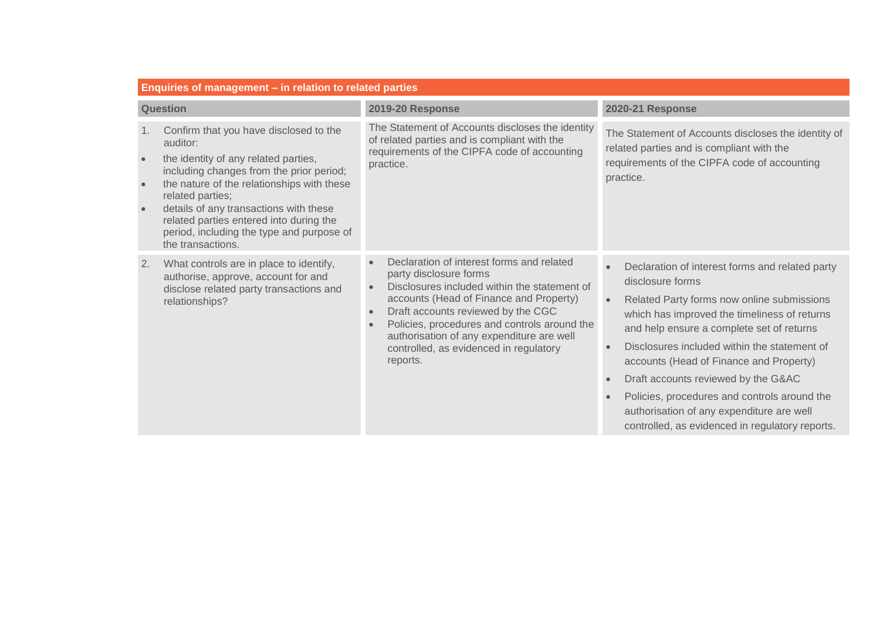| Enquiries of management – in relation to related parties | | |
|---|---|---|
| **Question** | **2019-20 Response** | **2020-21 Response** |
| 1. Confirm that you have disclosed to the auditor:<br>• the identity of any related parties, including changes from the prior period;<br>• the nature of the relationships with these related parties;<br>• details of any transactions with these related parties entered into during the period, including the type and purpose of the transactions. | The Statement of Accounts discloses the identity of related parties and is compliant with the requirements of the CIPFA code of accounting practice. | The Statement of Accounts discloses the identity of related parties and is compliant with the requirements of the CIPFA code of accounting practice. |
| 2. What controls are in place to identify, authorise, approve, account for and disclose related party transactions and relationships? | • Declaration of interest forms and related party disclosure forms<br>• Disclosures included within the statement of accounts (Head of Finance and Property)<br>• Draft accounts reviewed by the CGC<br>• Policies, procedures and controls around the authorisation of any expenditure are well controlled, as evidenced in regulatory reports. | • Declaration of interest forms and related party disclosure forms<br>• Related Party forms now online submissions which has improved the timeliness of returns and help ensure a complete set of returns<br>• Disclosures included within the statement of accounts (Head of Finance and Property)<br>• Draft accounts reviewed by the G&AC<br>• Policies, procedures and controls around the authorisation of any expenditure are well controlled, as evidenced in regulatory reports. |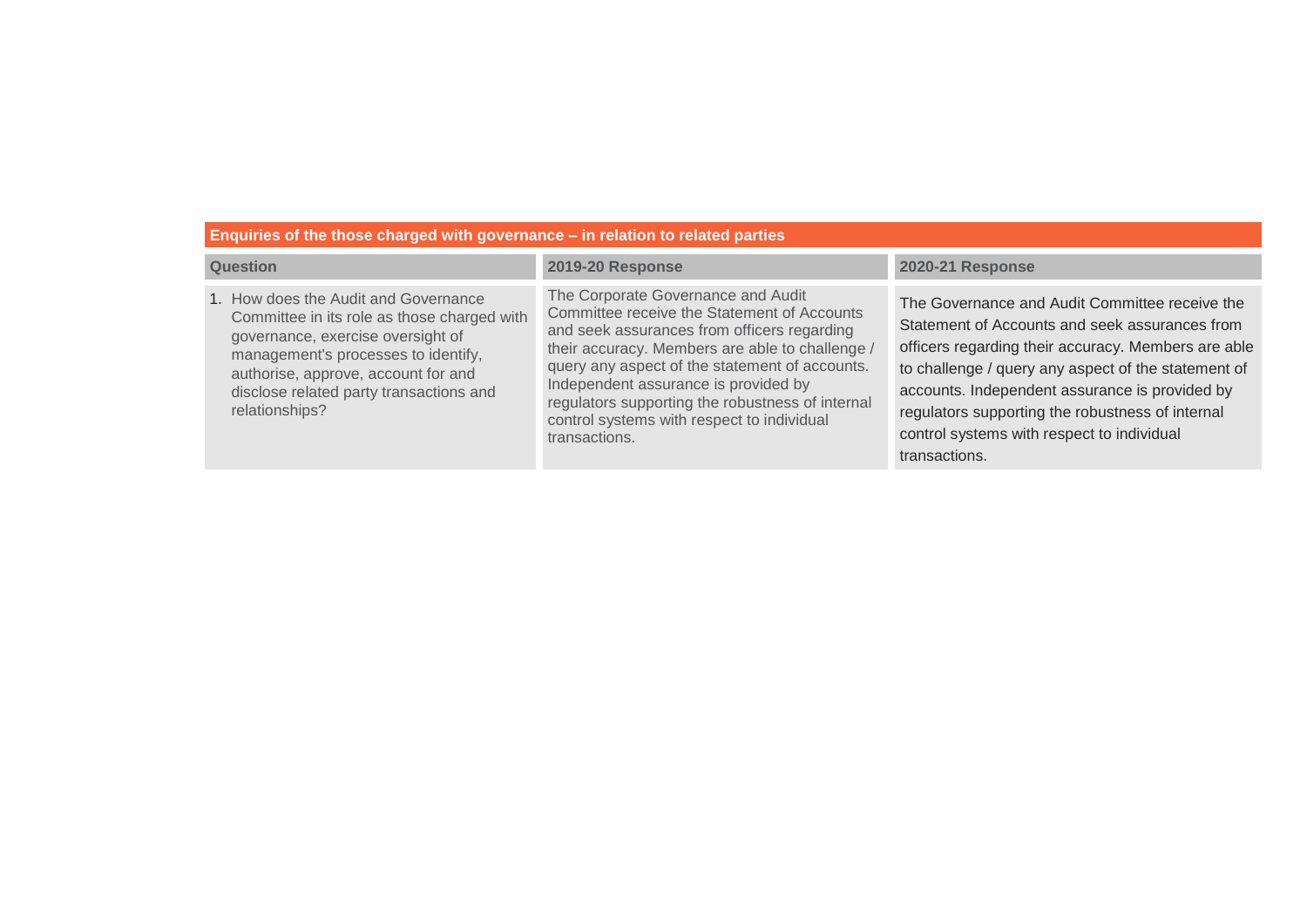**Enquiries of the those charged with governance – in relation to related parties**

| Question | 2019-20 Response | 2020-21 Response |
|---|---|---|
| 1. How does the Audit and Governance Committee in its role as those charged with governance, exercise oversight of management's processes to identify, authorise, approve, account for and disclose related party transactions and relationships? | The Corporate Governance and Audit Committee receive the Statement of Accounts and seek assurances from officers regarding their accuracy. Members are able to challenge / query any aspect of the statement of accounts. Independent assurance is provided by regulators supporting the robustness of internal control systems with respect to individual transactions. | The Governance and Audit Committee receive the Statement of Accounts and seek assurances from officers regarding their accuracy. Members are able to challenge / query any aspect of the statement of accounts. Independent assurance is provided by regulators supporting the robustness of internal control systems with respect to individual transactions. |